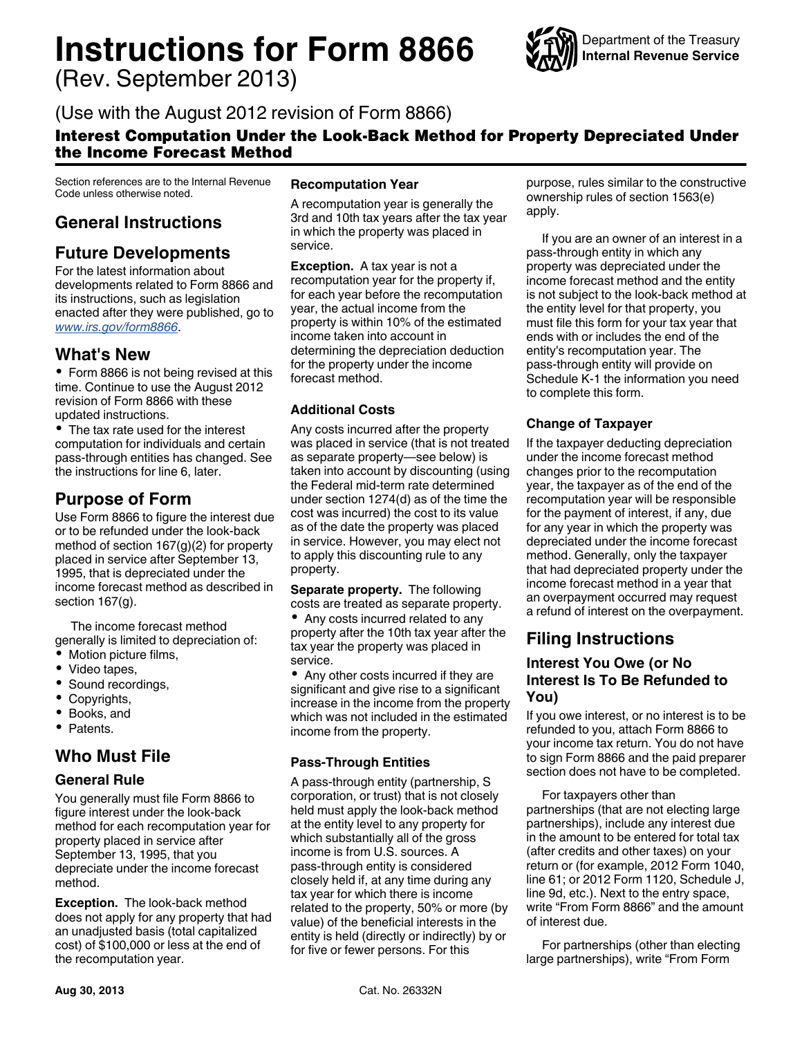# Instructions for Form 8866

(Rev. September 2013)

(Use with the August 2012 revision of Form 8866)

**Interest Computation Under the Look-Back Method for Property Depreciated Under the Income Forecast Method**

Department of the Treasury
**Internal Revenue Service**

Section references are to the Internal Revenue Code unless otherwise noted.

## General Instructions

## Future Developments

For the latest information about developments related to Form 8866 and its instructions, such as legislation enacted after they were published, go to *www.irs.gov/form8866*.

## What's New

- Form 8866 is not being revised at this time. Continue to use the August 2012 revision of Form 8866 with these updated instructions.
- The tax rate used for the interest computation for individuals and certain pass-through entities has changed. See the instructions for line 6, later.

## Purpose of Form

Use Form 8866 to figure the interest due or to be refunded under the look-back method of section 167(g)(2) for property placed in service after September 13, 1995, that is depreciated under the income forecast method as described in section 167(g).

The income forecast method generally is limited to depreciation of:

- Motion picture films,
- Video tapes,
- Sound recordings,
- Copyrights,
- Books, and
- Patents.

## Who Must File

### General Rule

You generally must file Form 8866 to figure interest under the look-back method for each recomputation year for property placed in service after September 13, 1995, that you depreciate under the income forecast method.

**Exception.** The look-back method does not apply for any property that had an unadjusted basis (total capitalized cost) of $100,000 or less at the end of the recomputation year.

### Recomputation Year

A recomputation year is generally the 3rd and 10th tax years after the tax year in which the property was placed in service.

**Exception.** A tax year is not a recomputation year for the property if, for each year before the recomputation year, the actual income from the property is within 10% of the estimated income taken into account in determining the depreciation deduction for the property under the income forecast method.

### Additional Costs

Any costs incurred after the property was placed in service (that is not treated as separate property—see below) is taken into account by discounting (using the Federal mid-term rate determined under section 1274(d) as of the time the cost was incurred) the cost to its value as of the date the property was placed in service. However, you may elect not to apply this discounting rule to any property.

**Separate property.** The following costs are treated as separate property.

- Any costs incurred related to any property after the 10th tax year after the tax year the property was placed in service.
- Any other costs incurred if they are significant and give rise to a significant increase in the income from the property which was not included in the estimated income from the property.

### Pass-Through Entities

A pass-through entity (partnership, S corporation, or trust) that is not closely held must apply the look-back method at the entity level to any property for which substantially all of the gross income is from U.S. sources. A pass-through entity is considered closely held if, at any time during any tax year for which there is income related to the property, 50% or more (by value) of the beneficial interests in the entity is held (directly or indirectly) by or for five or fewer persons. For this purpose, rules similar to the constructive ownership rules of section 1563(e) apply.

If you are an owner of an interest in a pass-through entity in which any property was depreciated under the income forecast method and the entity is not subject to the look-back method at the entity level for that property, you must file this form for your tax year that ends with or includes the end of the entity's recomputation year. The pass-through entity will provide on Schedule K-1 the information you need to complete this form.

### Change of Taxpayer

If the taxpayer deducting depreciation under the income forecast method changes prior to the recomputation year, the taxpayer as of the end of the recomputation year will be responsible for the payment of interest, if any, due for any year in which the property was depreciated under the income forecast method. Generally, only the taxpayer that had depreciated property under the income forecast method in a year that an overpayment occurred may request a refund of interest on the overpayment.

## Filing Instructions

### Interest You Owe (or No Interest Is To Be Refunded to You)

If you owe interest, or no interest is to be refunded to you, attach Form 8866 to your income tax return. You do not have to sign Form 8866 and the paid preparer section does not have to be completed.

For taxpayers other than partnerships (that are not electing large partnerships), include any interest due in the amount to be entered for total tax (after credits and other taxes) on your return or (for example, 2012 Form 1040, line 61; or 2012 Form 1120, Schedule J, line 9d, etc.). Next to the entry space, write "From Form 8866" and the amount of interest due.

For partnerships (other than electing large partnerships), write "From Form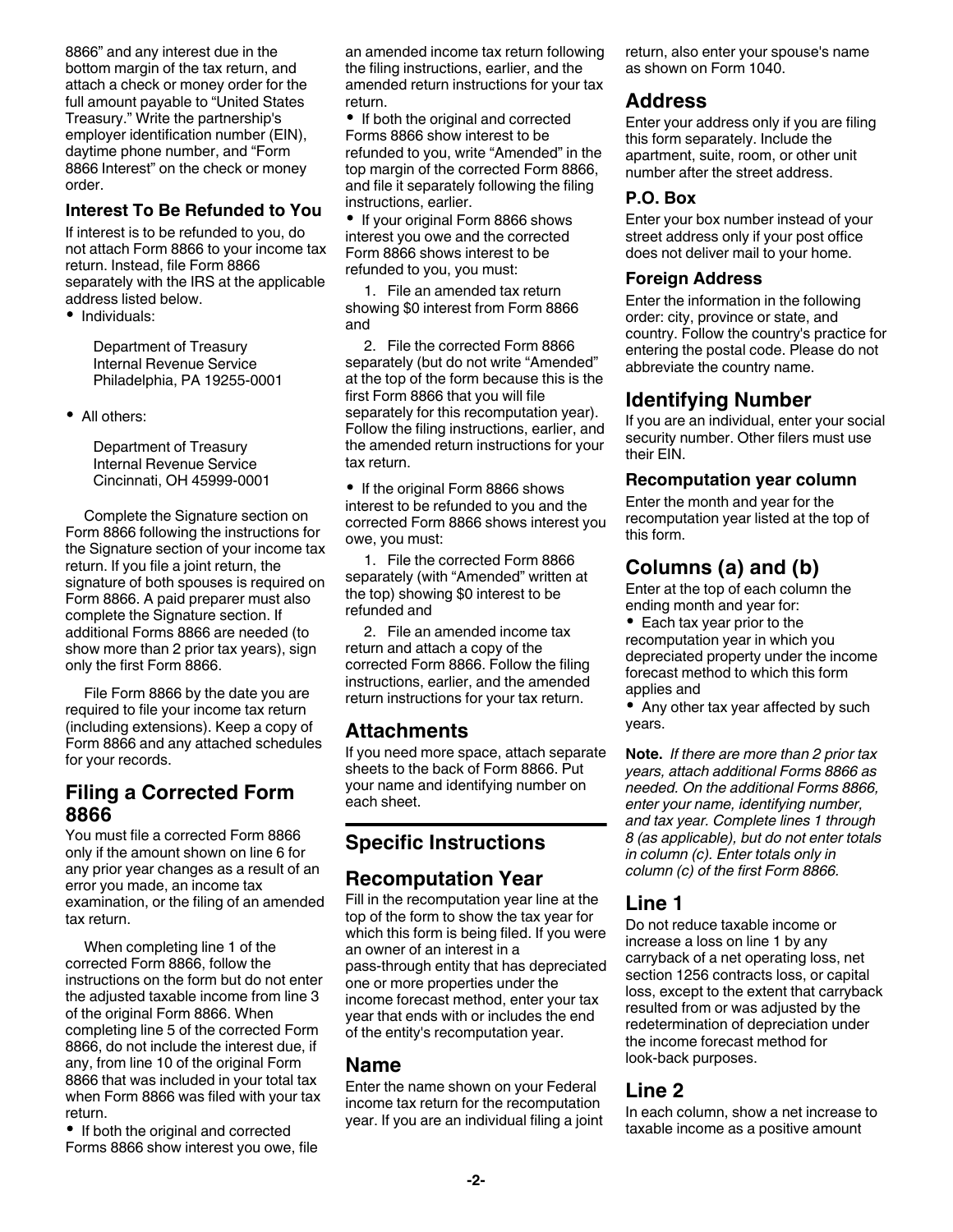8866" and any interest due in the bottom margin of the tax return, and attach a check or money order for the full amount payable to "United States Treasury." Write the partnership's employer identification number (EIN), daytime phone number, and "Form 8866 Interest" on the check or money order.

### Interest To Be Refunded to You

If interest is to be refunded to you, do not attach Form 8866 to your income tax return. Instead, file Form 8866 separately with the IRS at the applicable address listed below.

- Individuals:

  Department of Treasury
  Internal Revenue Service
  Philadelphia, PA 19255-0001

- All others:

  Department of Treasury
  Internal Revenue Service
  Cincinnati, OH 45999-0001

Complete the Signature section on Form 8866 following the instructions for the Signature section of your income tax return. If you file a joint return, the signature of both spouses is required on Form 8866. A paid preparer must also complete the Signature section. If additional Forms 8866 are needed (to show more than 2 prior tax years), sign only the first Form 8866.

File Form 8866 by the date you are required to file your income tax return (including extensions). Keep a copy of Form 8866 and any attached schedules for your records.

## Filing a Corrected Form 8866

You must file a corrected Form 8866 only if the amount shown on line 6 for any prior year changes as a result of an error you made, an income tax examination, or the filing of an amended tax return.

When completing line 1 of the corrected Form 8866, follow the instructions on the form but do not enter the adjusted taxable income from line 3 of the original Form 8866. When completing line 5 of the corrected Form 8866, do not include the interest due, if any, from line 10 of the original Form 8866 that was included in your total tax when Form 8866 was filed with your tax return.

- If both the original and corrected Forms 8866 show interest you owe, file an amended income tax return following the filing instructions, earlier, and the amended return instructions for your tax return.
- If both the original and corrected Forms 8866 show interest to be refunded to you, write "Amended" in the top margin of the corrected Form 8866, and file it separately following the filing instructions, earlier.
- If your original Form 8866 shows interest you owe and the corrected Form 8866 shows interest to be refunded to you, you must:

  1. File an amended tax return showing $0 interest from Form 8866 and

  2. File the corrected Form 8866 separately (but do not write "Amended" at the top of the form because this is the first Form 8866 that you will file separately for this recomputation year). Follow the filing instructions, earlier, and the amended return instructions for your tax return.

- If the original Form 8866 shows interest to be refunded to you and the corrected Form 8866 shows interest you owe, you must:

  1. File the corrected Form 8866 separately (with "Amended" written at the top) showing $0 interest to be refunded and

  2. File an amended income tax return and attach a copy of the corrected Form 8866. Follow the filing instructions, earlier, and the amended return instructions for your tax return.

## Attachments

If you need more space, attach separate sheets to the back of Form 8866. Put your name and identifying number on each sheet.

## Specific Instructions

## Recomputation Year

Fill in the recomputation year line at the top of the form to show the tax year for which this form is being filed. If you were an owner of an interest in a pass-through entity that has depreciated one or more properties under the income forecast method, enter your tax year that ends with or includes the end of the entity's recomputation year.

## Name

Enter the name shown on your Federal income tax return for the recomputation year. If you are an individual filing a joint return, also enter your spouse's name as shown on Form 1040.

## Address

Enter your address only if you are filing this form separately. Include the apartment, suite, room, or other unit number after the street address.

### P.O. Box

Enter your box number instead of your street address only if your post office does not deliver mail to your home.

### Foreign Address

Enter the information in the following order: city, province or state, and country. Follow the country's practice for entering the postal code. Please do not abbreviate the country name.

## Identifying Number

If you are an individual, enter your social security number. Other filers must use their EIN.

### Recomputation year column

Enter the month and year for the recomputation year listed at the top of this form.

## Columns (a) and (b)

Enter at the top of each column the ending month and year for:

- Each tax year prior to the recomputation year in which you depreciated property under the income forecast method to which this form applies and
- Any other tax year affected by such years.

**Note.** *If there are more than 2 prior tax years, attach additional Forms 8866 as needed. On the additional Forms 8866, enter your name, identifying number, and tax year. Complete lines 1 through 8 (as applicable), but do not enter totals in column (c). Enter totals only in column (c) of the first Form 8866.*

## Line 1

Do not reduce taxable income or increase a loss on line 1 by any carryback of a net operating loss, net section 1256 contracts loss, or capital loss, except to the extent that carryback resulted from or was adjusted by the redetermination of depreciation under the income forecast method for look-back purposes.

## Line 2

In each column, show a net increase to taxable income as a positive amount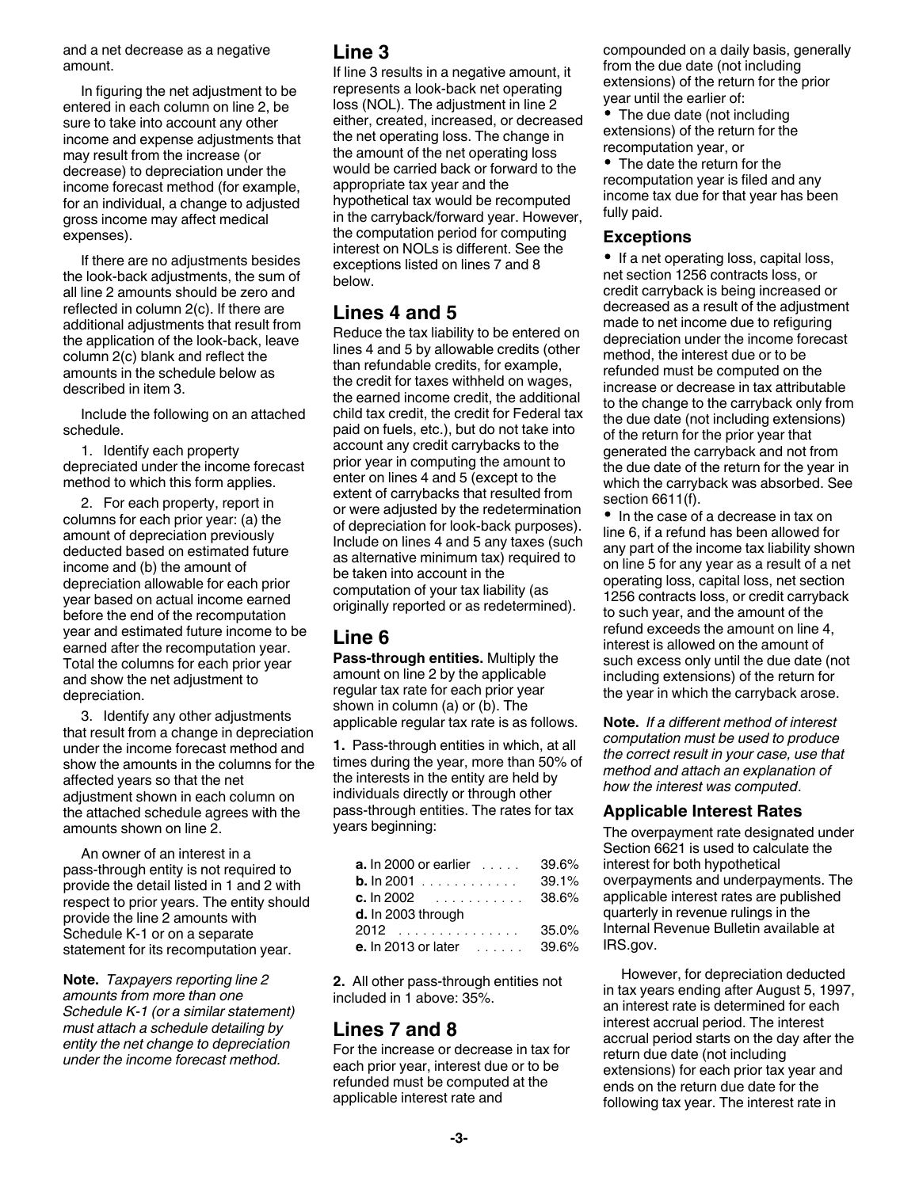and a net decrease as a negative amount.

In figuring the net adjustment to be entered in each column on line 2, be sure to take into account any other income and expense adjustments that may result from the increase (or decrease) to depreciation under the income forecast method (for example, for an individual, a change to adjusted gross income may affect medical expenses).

If there are no adjustments besides the look-back adjustments, the sum of all line 2 amounts should be zero and reflected in column 2(c). If there are additional adjustments that result from the application of the look-back, leave column 2(c) blank and reflect the amounts in the schedule below as described in item 3.

Include the following on an attached schedule.

1. Identify each property depreciated under the income forecast method to which this form applies.

2. For each property, report in columns for each prior year: (a) the amount of depreciation previously deducted based on estimated future income and (b) the amount of depreciation allowable for each prior year based on actual income earned before the end of the recomputation year and estimated future income to be earned after the recomputation year. Total the columns for each prior year and show the net adjustment to depreciation.

3. Identify any other adjustments that result from a change in depreciation under the income forecast method and show the amounts in the columns for the affected years so that the net adjustment shown in each column on the attached schedule agrees with the amounts shown on line 2.

An owner of an interest in a pass-through entity is not required to provide the detail listed in 1 and 2 with respect to prior years. The entity should provide the line 2 amounts with Schedule K-1 or on a separate statement for its recomputation year.

**Note.** *Taxpayers reporting line 2 amounts from more than one Schedule K-1 (or a similar statement) must attach a schedule detailing by entity the net change to depreciation under the income forecast method.*

## Line 3

If line 3 results in a negative amount, it represents a look-back net operating loss (NOL). The adjustment in line 2 either, created, increased, or decreased the net operating loss. The change in the amount of the net operating loss would be carried back or forward to the appropriate tax year and the hypothetical tax would be recomputed in the carryback/forward year. However, the computation period for computing interest on NOLs is different. See the exceptions listed on lines 7 and 8 below.

## Lines 4 and 5

Reduce the tax liability to be entered on lines 4 and 5 by allowable credits (other than refundable credits, for example, the credit for taxes withheld on wages, the earned income credit, the additional child tax credit, the credit for Federal tax paid on fuels, etc.), but do not take into account any credit carrybacks to the prior year in computing the amount to enter on lines 4 and 5 (except to the extent of carrybacks that resulted from or were adjusted by the redetermination of depreciation for look-back purposes). Include on lines 4 and 5 any taxes (such as alternative minimum tax) required to be taken into account in the computation of your tax liability (as originally reported or as redetermined).

## Line 6

**Pass-through entities.** Multiply the amount on line 2 by the applicable regular tax rate for each prior year shown in column (a) or (b). The applicable regular tax rate is as follows.

**1.** Pass-through entities in which, at all times during the year, more than 50% of the interests in the entity are held by individuals directly or through other pass-through entities. The rates for tax years beginning:

| | |
|---|---|
| **a.** In 2000 or earlier | 39.6% |
| **b.** In 2001 | 39.1% |
| **c.** In 2002 | 38.6% |
| **d.** In 2003 through 2012 | 35.0% |
| **e.** In 2013 or later | 39.6% |

**2.** All other pass-through entities not included in 1 above: 35%.

## Lines 7 and 8

For the increase or decrease in tax for each prior year, interest due or to be refunded must be computed at the applicable interest rate and compounded on a daily basis, generally from the due date (not including extensions) of the return for the prior year until the earlier of:

- The due date (not including extensions) of the return for the recomputation year, or
- The date the return for the recomputation year is filed and any income tax due for that year has been fully paid.

### Exceptions

- If a net operating loss, capital loss, net section 1256 contracts loss, or credit carryback is being increased or decreased as a result of the adjustment made to net income due to refiguring depreciation under the income forecast method, the interest due or to be refunded must be computed on the increase or decrease in tax attributable to the change to the carryback only from the due date (not including extensions) of the return for the prior year that generated the carryback and not from the due date of the return for the year in which the carryback was absorbed. See section 6611(f).
- In the case of a decrease in tax on line 6, if a refund has been allowed for any part of the income tax liability shown on line 5 for any year as a result of a net operating loss, capital loss, net section 1256 contracts loss, or credit carryback to such year, and the amount of the refund exceeds the amount on line 4, interest is allowed on the amount of such excess only until the due date (not including extensions) of the return for the year in which the carryback arose.

**Note.** *If a different method of interest computation must be used to produce the correct result in your case, use that method and attach an explanation of how the interest was computed.*

### Applicable Interest Rates

The overpayment rate designated under Section 6621 is used to calculate the interest for both hypothetical overpayments and underpayments. The applicable interest rates are published quarterly in revenue rulings in the Internal Revenue Bulletin available at IRS.gov.

However, for depreciation deducted in tax years ending after August 5, 1997, an interest rate is determined for each interest accrual period. The interest accrual period starts on the day after the return due date (not including extensions) for each prior tax year and ends on the return due date for the following tax year. The interest rate in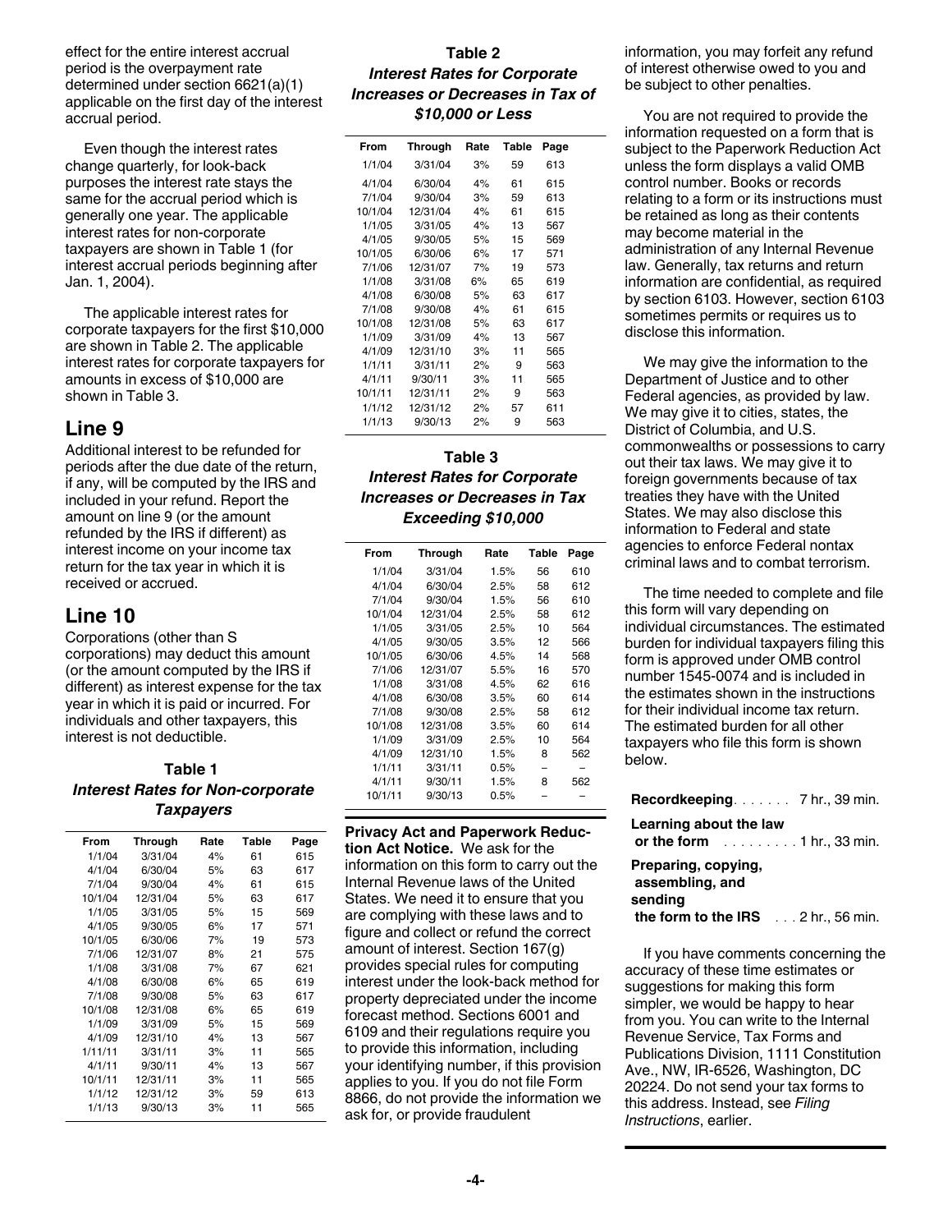effect for the entire interest accrual period is the overpayment rate determined under section 6621(a)(1) applicable on the first day of the interest accrual period.

Even though the interest rates change quarterly, for look-back purposes the interest rate stays the same for the accrual period which is generally one year. The applicable interest rates for non-corporate taxpayers are shown in Table 1 (for interest accrual periods beginning after Jan. 1, 2004).

The applicable interest rates for corporate taxpayers for the first $10,000 are shown in Table 2. The applicable interest rates for corporate taxpayers for amounts in excess of $10,000 are shown in Table 3.

## Line 9

Additional interest to be refunded for periods after the due date of the return, if any, will be computed by the IRS and included in your refund. Report the amount on line 9 (or the amount refunded by the IRS if different) as interest income on your income tax return for the tax year in which it is received or accrued.

## Line 10

Corporations (other than S corporations) may deduct this amount (or the amount computed by the IRS if different) as interest expense for the tax year in which it is paid or incurred. For individuals and other taxpayers, this interest is not deductible.

### Table 1
***Interest Rates for Non-corporate Taxpayers***

| From | Through | Rate | Table | Page |
|---|---|---|---|---|
| 1/1/04 | 3/31/04 | 4% | 61 | 615 |
| 4/1/04 | 6/30/04 | 5% | 63 | 617 |
| 7/1/04 | 9/30/04 | 4% | 61 | 615 |
| 10/1/04 | 12/31/04 | 5% | 63 | 617 |
| 1/1/05 | 3/31/05 | 5% | 15 | 569 |
| 4/1/05 | 9/30/05 | 6% | 17 | 571 |
| 10/1/05 | 6/30/06 | 7% | 19 | 573 |
| 7/1/06 | 12/31/07 | 8% | 21 | 575 |
| 1/1/08 | 3/31/08 | 7% | 67 | 621 |
| 4/1/08 | 6/30/08 | 6% | 65 | 619 |
| 7/1/08 | 9/30/08 | 5% | 63 | 617 |
| 10/1/08 | 12/31/08 | 6% | 65 | 619 |
| 1/1/09 | 3/31/09 | 5% | 15 | 569 |
| 4/1/09 | 12/31/10 | 4% | 13 | 567 |
| 1/11/11 | 3/31/11 | 3% | 11 | 565 |
| 4/1/11 | 9/30/11 | 4% | 13 | 567 |
| 10/1/11 | 12/31/11 | 3% | 11 | 565 |
| 1/1/12 | 12/31/12 | 3% | 59 | 613 |
| 1/1/13 | 9/30/13 | 3% | 11 | 565 |

### Table 2
***Interest Rates for Corporate Increases or Decreases in Tax of $10,000 or Less***

| From | Through | Rate | Table | Page |
|---|---|---|---|---|
| 1/1/04 | 3/31/04 | 3% | 59 | 613 |
| 4/1/04 | 6/30/04 | 4% | 61 | 615 |
| 7/1/04 | 9/30/04 | 3% | 59 | 613 |
| 10/1/04 | 12/31/04 | 4% | 61 | 615 |
| 1/1/05 | 3/31/05 | 4% | 13 | 567 |
| 4/1/05 | 9/30/05 | 5% | 15 | 569 |
| 10/1/05 | 6/30/06 | 6% | 17 | 571 |
| 7/1/06 | 12/31/07 | 7% | 19 | 573 |
| 1/1/08 | 3/31/08 | 6% | 65 | 619 |
| 4/1/08 | 6/30/08 | 5% | 63 | 617 |
| 7/1/08 | 9/30/08 | 4% | 61 | 615 |
| 10/1/08 | 12/31/08 | 5% | 63 | 617 |
| 1/1/09 | 3/31/09 | 4% | 13 | 567 |
| 4/1/09 | 12/31/10 | 3% | 11 | 565 |
| 1/1/11 | 3/31/11 | 2% | 9 | 563 |
| 4/1/11 | 9/30/11 | 3% | 11 | 565 |
| 10/1/11 | 12/31/11 | 2% | 9 | 563 |
| 1/1/12 | 12/31/12 | 2% | 57 | 611 |
| 1/1/13 | 9/30/13 | 2% | 9 | 563 |

### Table 3
***Interest Rates for Corporate Increases or Decreases in Tax Exceeding $10,000***

| From | Through | Rate | Table | Page |
|---|---|---|---|---|
| 1/1/04 | 3/31/04 | 1.5% | 56 | 610 |
| 4/1/04 | 6/30/04 | 2.5% | 58 | 612 |
| 7/1/04 | 9/30/04 | 1.5% | 56 | 610 |
| 10/1/04 | 12/31/04 | 2.5% | 58 | 612 |
| 1/1/05 | 3/31/05 | 2.5% | 10 | 564 |
| 4/1/05 | 9/30/05 | 3.5% | 12 | 566 |
| 10/1/05 | 6/30/06 | 4.5% | 14 | 568 |
| 7/1/06 | 12/31/07 | 5.5% | 16 | 570 |
| 1/1/08 | 3/31/08 | 4.5% | 62 | 616 |
| 4/1/08 | 6/30/08 | 3.5% | 60 | 614 |
| 7/1/08 | 9/30/08 | 2.5% | 58 | 612 |
| 10/1/08 | 12/31/08 | 3.5% | 60 | 614 |
| 1/1/09 | 3/31/09 | 2.5% | 10 | 564 |
| 4/1/09 | 12/31/10 | 1.5% | 8 | 562 |
| 1/1/11 | 3/31/11 | 0.5% | – | – |
| 4/1/11 | 9/30/11 | 1.5% | 8 | 562 |
| 10/1/11 | 9/30/13 | 0.5% | – | – |

**Privacy Act and Paperwork Reduction Act Notice.** We ask for the information on this form to carry out the Internal Revenue laws of the United States. We need it to ensure that you are complying with these laws and to figure and collect or refund the correct amount of interest. Section 167(g) provides special rules for computing interest under the look-back method for property depreciated under the income forecast method. Sections 6001 and 6109 and their regulations require you to provide this information, including your identifying number, if this provision applies to you. If you do not file Form 8866, do not provide the information we ask for, or provide fraudulent information, you may forfeit any refund of interest otherwise owed to you and be subject to other penalties.

You are not required to provide the information requested on a form that is subject to the Paperwork Reduction Act unless the form displays a valid OMB control number. Books or records relating to a form or its instructions must be retained as long as their contents may become material in the administration of any Internal Revenue law. Generally, tax returns and return information are confidential, as required by section 6103. However, section 6103 sometimes permits or requires us to disclose this information.

We may give the information to the Department of Justice and to other Federal agencies, as provided by law. We may give it to cities, states, the District of Columbia, and U.S. commonwealths or possessions to carry out their tax laws. We may give it to foreign governments because of tax treaties they have with the United States. We may also disclose this information to Federal and state agencies to enforce Federal nontax criminal laws and to combat terrorism.

The time needed to complete and file this form will vary depending on individual circumstances. The estimated burden for individual taxpayers filing this form is approved under OMB control number 1545-0074 and is included in the estimates shown in the instructions for their individual income tax return. The estimated burden for all other taxpayers who file this form is shown below.

**Recordkeeping** . . . . . . . 7 hr., 39 min.

**Learning about the law or the form** . . . . . . . . . 1 hr., 33 min.

**Preparing, copying, assembling, and sending the form to the IRS** . . . 2 hr., 56 min.

If you have comments concerning the accuracy of these time estimates or suggestions for making this form simpler, we would be happy to hear from you. You can write to the Internal Revenue Service, Tax Forms and Publications Division, 1111 Constitution Ave., NW, IR-6526, Washington, DC 20224. Do not send your tax forms to this address. Instead, see *Filing Instructions*, earlier.